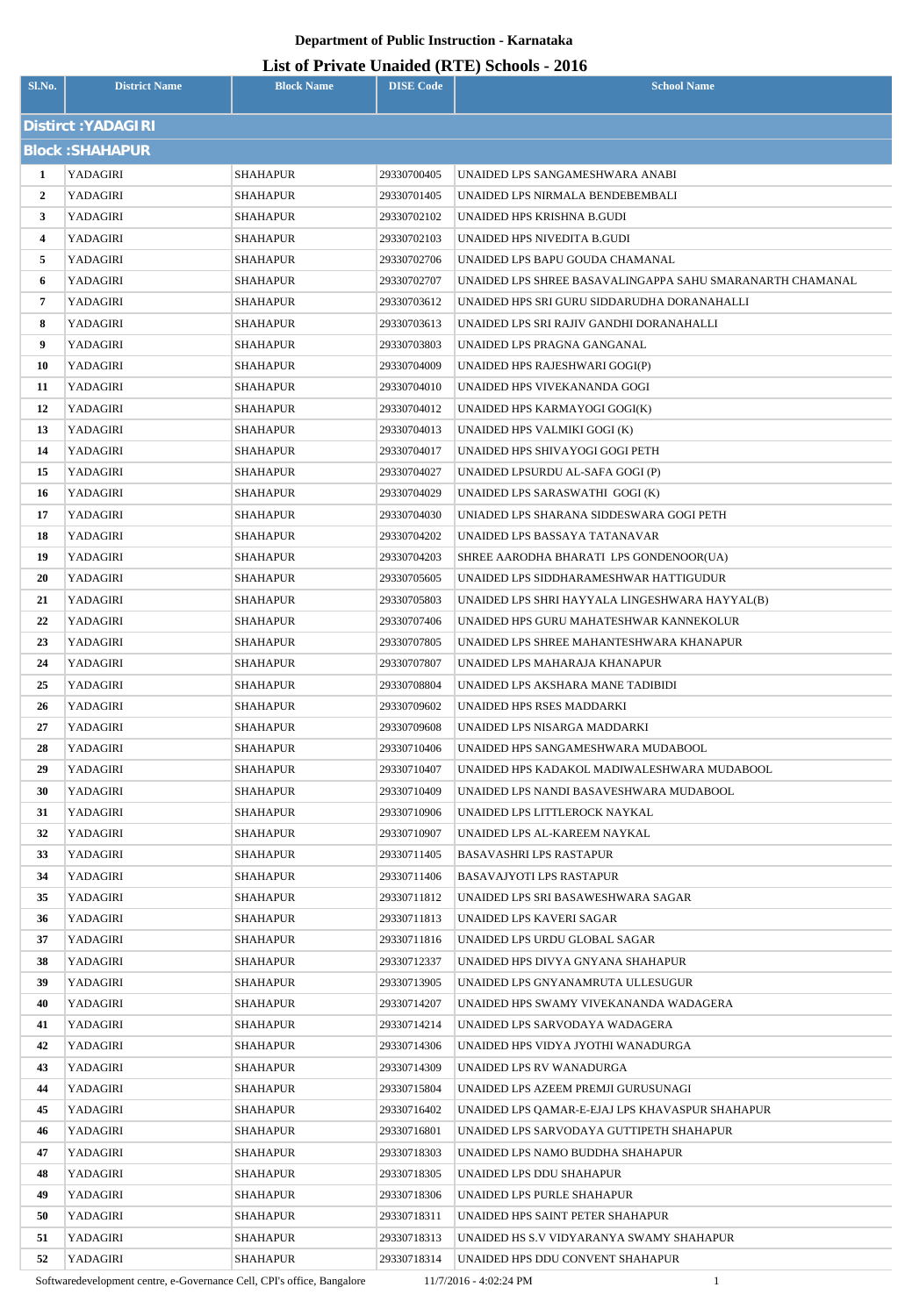**Department of Public Instruction - Karnataka**

# List of Private Unaided (RTE) Schools - 2016

| Sl.No. | District Name | Block Name | DISE Code | School Name |
|---|---|---|---|---|
| **Distirct :YADAGIRI** | | | | |
| **Block :SHAHAPUR** | | | | |
| 1 | YADAGIRI | SHAHAPUR | 29330700405 | UNAIDED LPS SANGAMESHWARA ANABI |
| 2 | YADAGIRI | SHAHAPUR | 29330701405 | UNAIDED LPS NIRMALA BENDEBEMBALI |
| 3 | YADAGIRI | SHAHAPUR | 29330702102 | UNAIDED HPS KRISHNA B.GUDI |
| 4 | YADAGIRI | SHAHAPUR | 29330702103 | UNAIDED HPS NIVEDITA B.GUDI |
| 5 | YADAGIRI | SHAHAPUR | 29330702706 | UNAIDED LPS BAPU GOUDA CHAMANAL |
| 6 | YADAGIRI | SHAHAPUR | 29330702707 | UNAIDED LPS SHREE BASAVALINGAPPA SAHU SMARANARTH CHAMANAL |
| 7 | YADAGIRI | SHAHAPUR | 29330703612 | UNAIDED HPS SRI GURU SIDDARUDHA DORANAHALLI |
| 8 | YADAGIRI | SHAHAPUR | 29330703613 | UNAIDED LPS SRI RAJIV GANDHI DORANAHALLI |
| 9 | YADAGIRI | SHAHAPUR | 29330703803 | UNAIDED LPS PRAGNA GANGANAL |
| 10 | YADAGIRI | SHAHAPUR | 29330704009 | UNAIDED HPS RAJESHWARI GOGI(P) |
| 11 | YADAGIRI | SHAHAPUR | 29330704010 | UNAIDED HPS VIVEKANANDA GOGI |
| 12 | YADAGIRI | SHAHAPUR | 29330704012 | UNAIDED HPS KARMAYOGI GOGI(K) |
| 13 | YADAGIRI | SHAHAPUR | 29330704013 | UNAIDED HPS VALMIKI GOGI (K) |
| 14 | YADAGIRI | SHAHAPUR | 29330704017 | UNAIDED HPS SHIVAYOGI GOGI PETH |
| 15 | YADAGIRI | SHAHAPUR | 29330704027 | UNAIDED LPSURDU AL-SAFA GOGI (P) |
| 16 | YADAGIRI | SHAHAPUR | 29330704029 | UNAIDED LPS SARASWATHI GOGI (K) |
| 17 | YADAGIRI | SHAHAPUR | 29330704030 | UNIADED LPS SHARANA SIDDESWARA GOGI PETH |
| 18 | YADAGIRI | SHAHAPUR | 29330704202 | UNAIDED LPS BASSAYA TATANAVAR |
| 19 | YADAGIRI | SHAHAPUR | 29330704203 | SHREE AARODHA BHARATI LPS GONDENOOR(UA) |
| 20 | YADAGIRI | SHAHAPUR | 29330705605 | UNAIDED LPS SIDDHARAMESHWAR HATTIGUDUR |
| 21 | YADAGIRI | SHAHAPUR | 29330705803 | UNAIDED LPS SHRI HAYYALA LINGESHWARA HAYYAL(B) |
| 22 | YADAGIRI | SHAHAPUR | 29330707406 | UNAIDED HPS GURU MAHATESHWAR KANNEKOLUR |
| 23 | YADAGIRI | SHAHAPUR | 29330707805 | UNAIDED LPS SHREE MAHANTESHWARA KHANAPUR |
| 24 | YADAGIRI | SHAHAPUR | 29330707807 | UNAIDED LPS MAHARAJA KHANAPUR |
| 25 | YADAGIRI | SHAHAPUR | 29330708804 | UNAIDED LPS AKSHARA MANE TADIBIDI |
| 26 | YADAGIRI | SHAHAPUR | 29330709602 | UNAIDED HPS RSES MADDARKI |
| 27 | YADAGIRI | SHAHAPUR | 29330709608 | UNAIDED LPS NISARGA MADDARKI |
| 28 | YADAGIRI | SHAHAPUR | 29330710406 | UNAIDED HPS SANGAMESHWARA MUDABOOL |
| 29 | YADAGIRI | SHAHAPUR | 29330710407 | UNAIDED HPS KADAKOL MADIWALESHWARA MUDABOOL |
| 30 | YADAGIRI | SHAHAPUR | 29330710409 | UNAIDED LPS NANDI BASAVESHWARA MUDABOOL |
| 31 | YADAGIRI | SHAHAPUR | 29330710906 | UNAIDED LPS LITTLEROCK NAYKAL |
| 32 | YADAGIRI | SHAHAPUR | 29330710907 | UNAIDED LPS AL-KAREEM NAYKAL |
| 33 | YADAGIRI | SHAHAPUR | 29330711405 | BASAVASHRI LPS RASTAPUR |
| 34 | YADAGIRI | SHAHAPUR | 29330711406 | BASAVAJYOTI LPS RASTAPUR |
| 35 | YADAGIRI | SHAHAPUR | 29330711812 | UNAIDED LPS SRI BASAWESHWARA SAGAR |
| 36 | YADAGIRI | SHAHAPUR | 29330711813 | UNAIDED LPS KAVERI SAGAR |
| 37 | YADAGIRI | SHAHAPUR | 29330711816 | UNAIDED LPS URDU GLOBAL SAGAR |
| 38 | YADAGIRI | SHAHAPUR | 29330712337 | UNAIDED HPS DIVYA GNYANA SHAHAPUR |
| 39 | YADAGIRI | SHAHAPUR | 29330713905 | UNAIDED LPS GNYANAMRUTA ULLESUGUR |
| 40 | YADAGIRI | SHAHAPUR | 29330714207 | UNAIDED HPS SWAMY VIVEKANANDA WADAGERA |
| 41 | YADAGIRI | SHAHAPUR | 29330714214 | UNAIDED LPS SARVODAYA WADAGERA |
| 42 | YADAGIRI | SHAHAPUR | 29330714306 | UNAIDED HPS VIDYA JYOTHI WANADURGA |
| 43 | YADAGIRI | SHAHAPUR | 29330714309 | UNAIDED LPS RV WANADURGA |
| 44 | YADAGIRI | SHAHAPUR | 29330715804 | UNAIDED LPS AZEEM PREMJI GURUSUNAGI |
| 45 | YADAGIRI | SHAHAPUR | 29330716402 | UNAIDED LPS QAMAR-E-EJAJ LPS KHAVASPUR SHAHAPUR |
| 46 | YADAGIRI | SHAHAPUR | 29330716801 | UNAIDED LPS SARVODAYA GUTTIPETH SHAHAPUR |
| 47 | YADAGIRI | SHAHAPUR | 29330718303 | UNAIDED LPS NAMO BUDDHA SHAHAPUR |
| 48 | YADAGIRI | SHAHAPUR | 29330718305 | UNAIDED LPS DDU SHAHAPUR |
| 49 | YADAGIRI | SHAHAPUR | 29330718306 | UNAIDED LPS PURLE SHAHAPUR |
| 50 | YADAGIRI | SHAHAPUR | 29330718311 | UNAIDED HPS SAINT PETER SHAHAPUR |
| 51 | YADAGIRI | SHAHAPUR | 29330718313 | UNAIDED HS S.V VIDYARANYA SWAMY SHAHAPUR |
| 52 | YADAGIRI | SHAHAPUR | 29330718314 | UNAIDED HPS DDU CONVENT SHAHAPUR |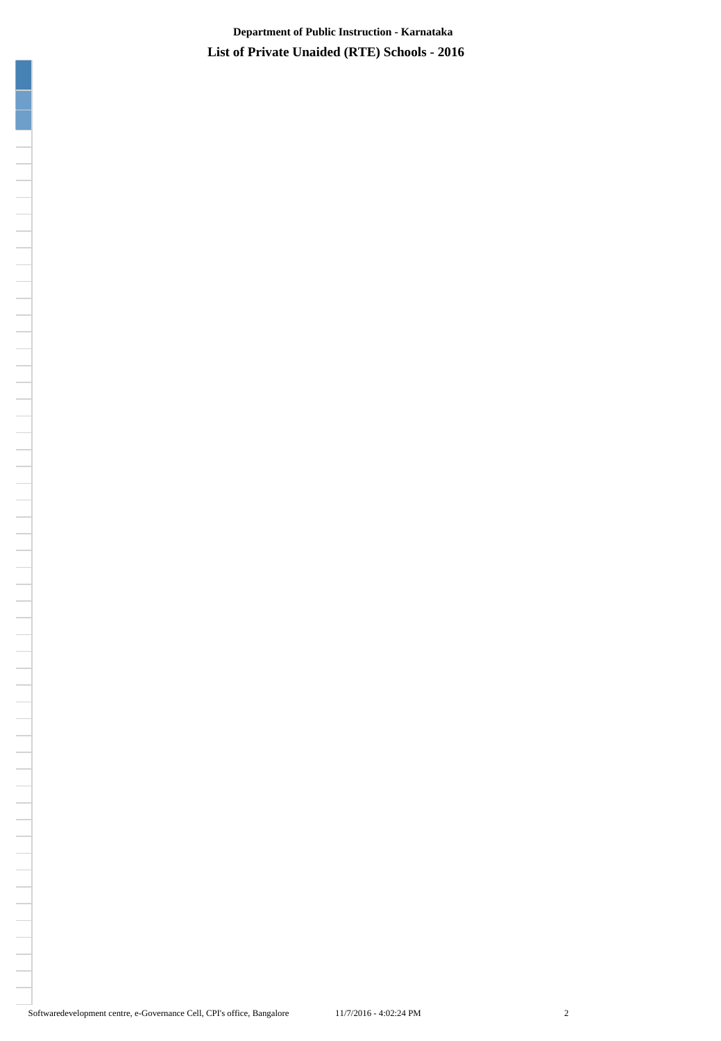**Department of Public Instruction - Karnataka**

**List of Private Unaided (RTE) Schools - 2016**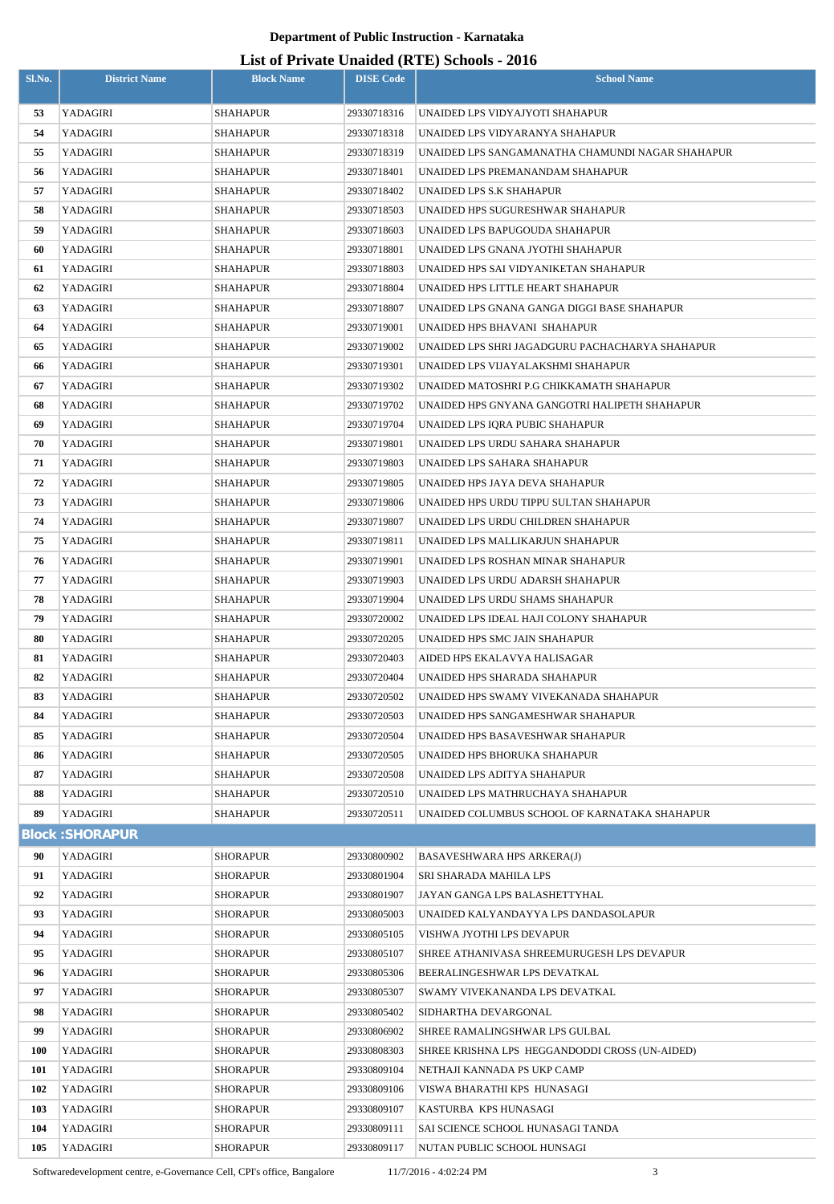Department of Public Instruction - Karnataka

# List of Private Unaided (RTE) Schools - 2016

| Sl.No. | District Name | Block Name | DISE Code | School Name |
|---|---|---|---|---|
| 53 | YADAGIRI | SHAHAPUR | 29330718316 | UNAIDED LPS VIDYAJYOTI SHAHAPUR |
| 54 | YADAGIRI | SHAHAPUR | 29330718318 | UNAIDED LPS VIDYARANYA SHAHAPUR |
| 55 | YADAGIRI | SHAHAPUR | 29330718319 | UNAIDED LPS SANGAMANATHA CHAMUNDI NAGAR SHAHAPUR |
| 56 | YADAGIRI | SHAHAPUR | 29330718401 | UNAIDED LPS PREMANANDAM SHAHAPUR |
| 57 | YADAGIRI | SHAHAPUR | 29330718402 | UNAIDED LPS S.K SHAHAPUR |
| 58 | YADAGIRI | SHAHAPUR | 29330718503 | UNAIDED HPS SUGURESHWAR SHAHAPUR |
| 59 | YADAGIRI | SHAHAPUR | 29330718603 | UNAIDED LPS BAPUGOUDA SHAHAPUR |
| 60 | YADAGIRI | SHAHAPUR | 29330718801 | UNAIDED LPS GNANA JYOTHI SHAHAPUR |
| 61 | YADAGIRI | SHAHAPUR | 29330718803 | UNAIDED HPS SAI VIDYANIKETAN SHAHAPUR |
| 62 | YADAGIRI | SHAHAPUR | 29330718804 | UNAIDED HPS LITTLE HEART SHAHAPUR |
| 63 | YADAGIRI | SHAHAPUR | 29330718807 | UNAIDED LPS GNANA GANGA DIGGI BASE SHAHAPUR |
| 64 | YADAGIRI | SHAHAPUR | 29330719001 | UNAIDED HPS BHAVANI SHAHAPUR |
| 65 | YADAGIRI | SHAHAPUR | 29330719002 | UNAIDED LPS SHRI JAGADGURU PACHACHARYA SHAHAPUR |
| 66 | YADAGIRI | SHAHAPUR | 29330719301 | UNAIDED LPS VIJAYALAKSHMI SHAHAPUR |
| 67 | YADAGIRI | SHAHAPUR | 29330719302 | UNAIDED MATOSHRI P.G CHIKKAMATH SHAHAPUR |
| 68 | YADAGIRI | SHAHAPUR | 29330719702 | UNAIDED HPS GNYANA GANGOTRI HALIPETH SHAHAPUR |
| 69 | YADAGIRI | SHAHAPUR | 29330719704 | UNAIDED LPS IQRA PUBIC SHAHAPUR |
| 70 | YADAGIRI | SHAHAPUR | 29330719801 | UNAIDED LPS URDU SAHARA SHAHAPUR |
| 71 | YADAGIRI | SHAHAPUR | 29330719803 | UNAIDED LPS SAHARA SHAHAPUR |
| 72 | YADAGIRI | SHAHAPUR | 29330719805 | UNAIDED HPS JAYA DEVA SHAHAPUR |
| 73 | YADAGIRI | SHAHAPUR | 29330719806 | UNAIDED HPS URDU TIPPU SULTAN SHAHAPUR |
| 74 | YADAGIRI | SHAHAPUR | 29330719807 | UNAIDED LPS URDU CHILDREN SHAHAPUR |
| 75 | YADAGIRI | SHAHAPUR | 29330719811 | UNAIDED LPS MALLIKARJUN SHAHAPUR |
| 76 | YADAGIRI | SHAHAPUR | 29330719901 | UNAIDED LPS ROSHAN MINAR SHAHAPUR |
| 77 | YADAGIRI | SHAHAPUR | 29330719903 | UNAIDED LPS URDU ADARSH SHAHAPUR |
| 78 | YADAGIRI | SHAHAPUR | 29330719904 | UNAIDED LPS URDU SHAMS SHAHAPUR |
| 79 | YADAGIRI | SHAHAPUR | 29330720002 | UNAIDED LPS IDEAL HAJI COLONY SHAHAPUR |
| 80 | YADAGIRI | SHAHAPUR | 29330720205 | UNAIDED HPS SMC JAIN SHAHAPUR |
| 81 | YADAGIRI | SHAHAPUR | 29330720403 | AIDED HPS EKALAVYA HALISAGAR |
| 82 | YADAGIRI | SHAHAPUR | 29330720404 | UNAIDED HPS SHARADA SHAHAPUR |
| 83 | YADAGIRI | SHAHAPUR | 29330720502 | UNAIDED HPS SWAMY VIVEKANADA SHAHAPUR |
| 84 | YADAGIRI | SHAHAPUR | 29330720503 | UNAIDED HPS SANGAMESHWAR SHAHAPUR |
| 85 | YADAGIRI | SHAHAPUR | 29330720504 | UNAIDED HPS BASAVESHWAR SHAHAPUR |
| 86 | YADAGIRI | SHAHAPUR | 29330720505 | UNAIDED HPS BHORUKA SHAHAPUR |
| 87 | YADAGIRI | SHAHAPUR | 29330720508 | UNAIDED LPS ADITYA SHAHAPUR |
| 88 | YADAGIRI | SHAHAPUR | 29330720510 | UNAIDED LPS MATHRUCHAYA SHAHAPUR |
| 89 | YADAGIRI | SHAHAPUR | 29330720511 | UNAIDED COLUMBUS SCHOOL OF KARNATAKA SHAHAPUR |
| **Block :SHORAPUR** | | | | |
| 90 | YADAGIRI | SHORAPUR | 29330800902 | BASAVESHWARA HPS ARKERA(J) |
| 91 | YADAGIRI | SHORAPUR | 29330801904 | SRI SHARADA MAHILA LPS |
| 92 | YADAGIRI | SHORAPUR | 29330801907 | JAYAN GANGA LPS BALASHETTYHAL |
| 93 | YADAGIRI | SHORAPUR | 29330805003 | UNAIDED KALYANDAYYA LPS DANDASOLAPUR |
| 94 | YADAGIRI | SHORAPUR | 29330805105 | VISHWA JYOTHI LPS DEVAPUR |
| 95 | YADAGIRI | SHORAPUR | 29330805107 | SHREE ATHANIVASA SHREEMURUGESH LPS DEVAPUR |
| 96 | YADAGIRI | SHORAPUR | 29330805306 | BEERALINGESHWAR LPS DEVATKAL |
| 97 | YADAGIRI | SHORAPUR | 29330805307 | SWAMY VIVEKANANDA LPS DEVATKAL |
| 98 | YADAGIRI | SHORAPUR | 29330805402 | SIDHARTHA DEVARGONAL |
| 99 | YADAGIRI | SHORAPUR | 29330806902 | SHREE RAMALINGSHWAR LPS GULBAL |
| 100 | YADAGIRI | SHORAPUR | 29330808303 | SHREE KRISHNA LPS HEGGANDODDI CROSS (UN-AIDED) |
| 101 | YADAGIRI | SHORAPUR | 29330809104 | NETHAJI KANNADA PS UKP CAMP |
| 102 | YADAGIRI | SHORAPUR | 29330809106 | VISWA BHARATHI KPS HUNASAGI |
| 103 | YADAGIRI | SHORAPUR | 29330809107 | KASTURBA KPS HUNASAGI |
| 104 | YADAGIRI | SHORAPUR | 29330809111 | SAI SCIENCE SCHOOL HUNASAGI TANDA |
| 105 | YADAGIRI | SHORAPUR | 29330809117 | NUTAN PUBLIC SCHOOL HUNSAGI |

Softwaredevelopment centre, e-Governance Cell, CPI's office, Bangalore 11/7/2016 - 4:02:24 PM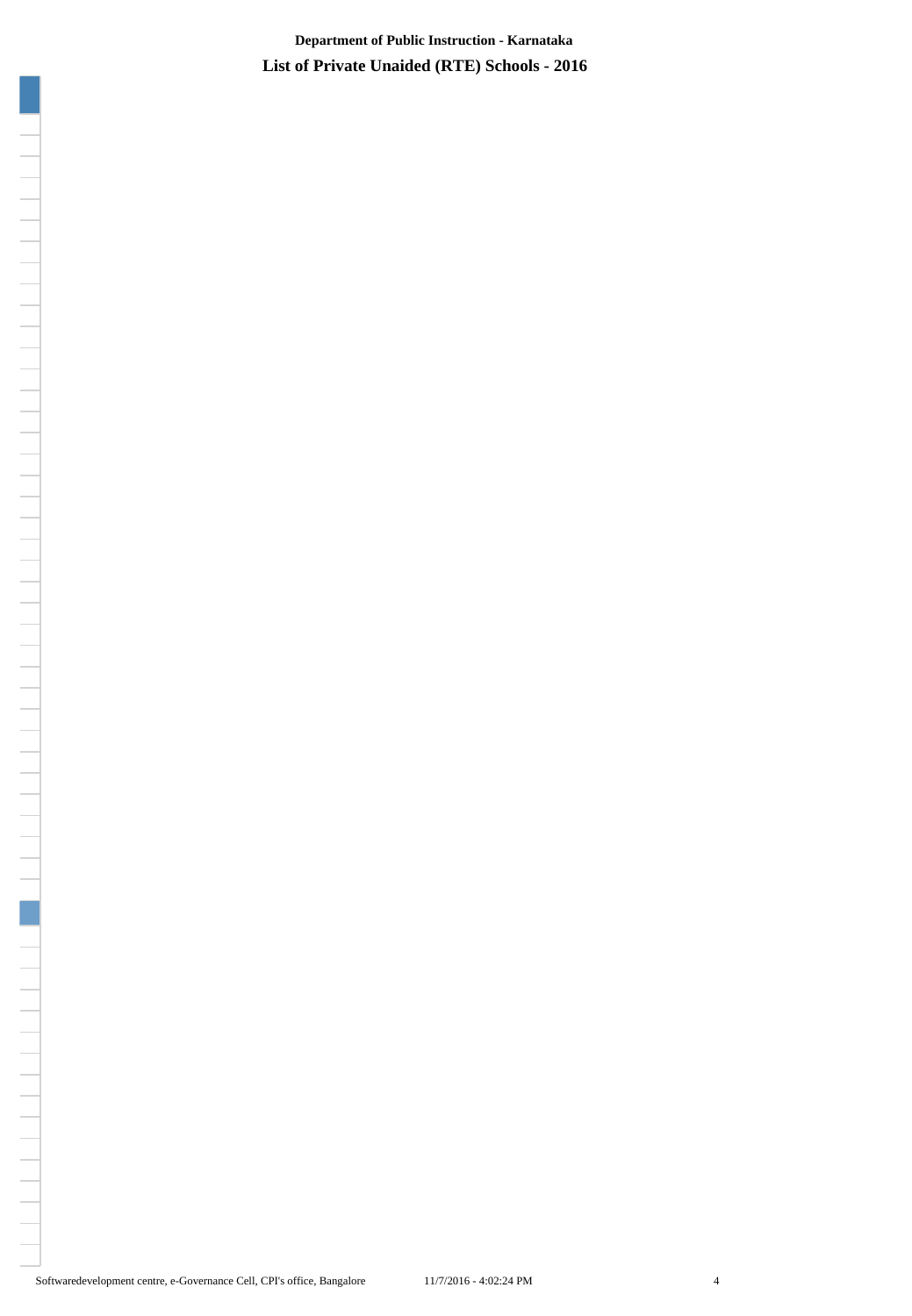**Department of Public Instruction - Karnataka**

**List of Private Unaided (RTE) Schools - 2016**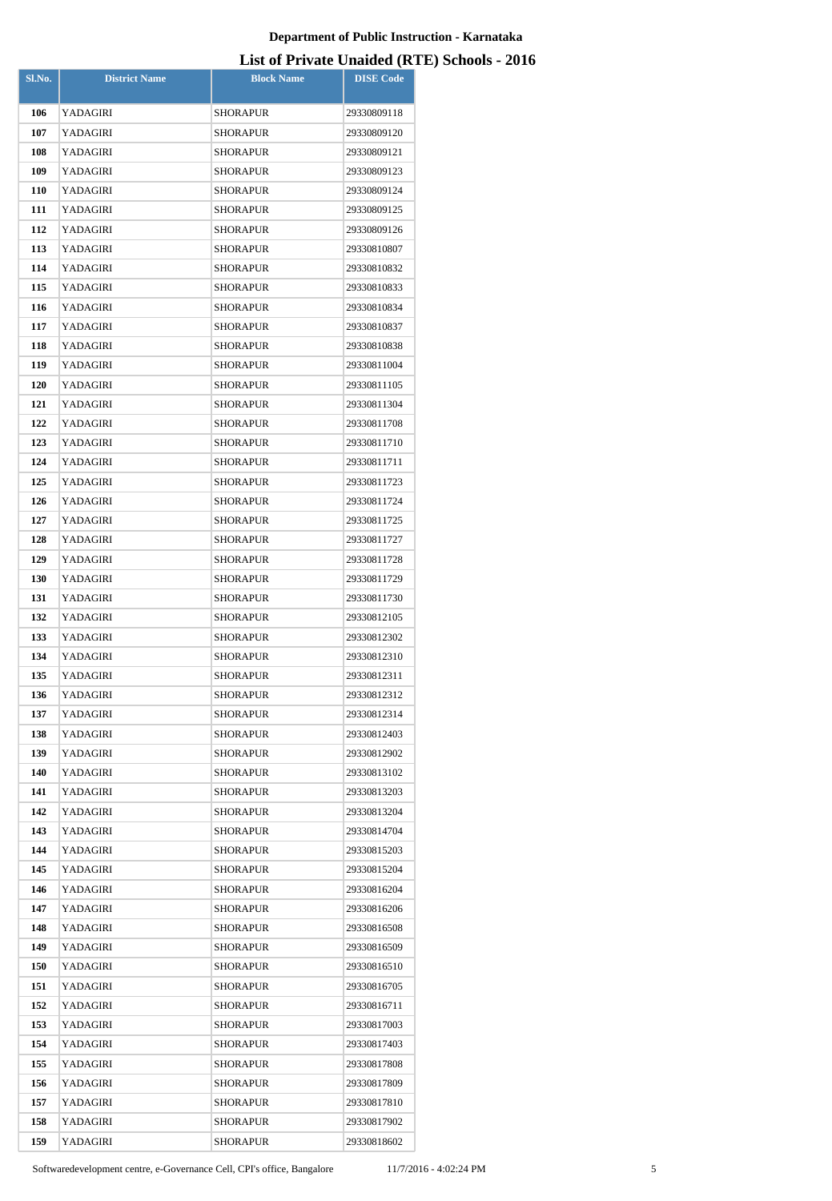# Department of Public Instruction - Karnataka

## List of Private Unaided (RTE) Schools - 2016

| Sl.No. | District Name | Block Name | DISE Code |
|---|---|---|---|
| 106 | YADAGIRI | SHORAPUR | 29330809118 |
| 107 | YADAGIRI | SHORAPUR | 29330809120 |
| 108 | YADAGIRI | SHORAPUR | 29330809121 |
| 109 | YADAGIRI | SHORAPUR | 29330809123 |
| 110 | YADAGIRI | SHORAPUR | 29330809124 |
| 111 | YADAGIRI | SHORAPUR | 29330809125 |
| 112 | YADAGIRI | SHORAPUR | 29330809126 |
| 113 | YADAGIRI | SHORAPUR | 29330810807 |
| 114 | YADAGIRI | SHORAPUR | 29330810832 |
| 115 | YADAGIRI | SHORAPUR | 29330810833 |
| 116 | YADAGIRI | SHORAPUR | 29330810834 |
| 117 | YADAGIRI | SHORAPUR | 29330810837 |
| 118 | YADAGIRI | SHORAPUR | 29330810838 |
| 119 | YADAGIRI | SHORAPUR | 29330811004 |
| 120 | YADAGIRI | SHORAPUR | 29330811105 |
| 121 | YADAGIRI | SHORAPUR | 29330811304 |
| 122 | YADAGIRI | SHORAPUR | 29330811708 |
| 123 | YADAGIRI | SHORAPUR | 29330811710 |
| 124 | YADAGIRI | SHORAPUR | 29330811711 |
| 125 | YADAGIRI | SHORAPUR | 29330811723 |
| 126 | YADAGIRI | SHORAPUR | 29330811724 |
| 127 | YADAGIRI | SHORAPUR | 29330811725 |
| 128 | YADAGIRI | SHORAPUR | 29330811727 |
| 129 | YADAGIRI | SHORAPUR | 29330811728 |
| 130 | YADAGIRI | SHORAPUR | 29330811729 |
| 131 | YADAGIRI | SHORAPUR | 29330811730 |
| 132 | YADAGIRI | SHORAPUR | 29330812105 |
| 133 | YADAGIRI | SHORAPUR | 29330812302 |
| 134 | YADAGIRI | SHORAPUR | 29330812310 |
| 135 | YADAGIRI | SHORAPUR | 29330812311 |
| 136 | YADAGIRI | SHORAPUR | 29330812312 |
| 137 | YADAGIRI | SHORAPUR | 29330812314 |
| 138 | YADAGIRI | SHORAPUR | 29330812403 |
| 139 | YADAGIRI | SHORAPUR | 29330812902 |
| 140 | YADAGIRI | SHORAPUR | 29330813102 |
| 141 | YADAGIRI | SHORAPUR | 29330813203 |
| 142 | YADAGIRI | SHORAPUR | 29330813204 |
| 143 | YADAGIRI | SHORAPUR | 29330814704 |
| 144 | YADAGIRI | SHORAPUR | 29330815203 |
| 145 | YADAGIRI | SHORAPUR | 29330815204 |
| 146 | YADAGIRI | SHORAPUR | 29330816204 |
| 147 | YADAGIRI | SHORAPUR | 29330816206 |
| 148 | YADAGIRI | SHORAPUR | 29330816508 |
| 149 | YADAGIRI | SHORAPUR | 29330816509 |
| 150 | YADAGIRI | SHORAPUR | 29330816510 |
| 151 | YADAGIRI | SHORAPUR | 29330816705 |
| 152 | YADAGIRI | SHORAPUR | 29330816711 |
| 153 | YADAGIRI | SHORAPUR | 29330817003 |
| 154 | YADAGIRI | SHORAPUR | 29330817403 |
| 155 | YADAGIRI | SHORAPUR | 29330817808 |
| 156 | YADAGIRI | SHORAPUR | 29330817809 |
| 157 | YADAGIRI | SHORAPUR | 29330817810 |
| 158 | YADAGIRI | SHORAPUR | 29330817902 |
| 159 | YADAGIRI | SHORAPUR | 29330818602 |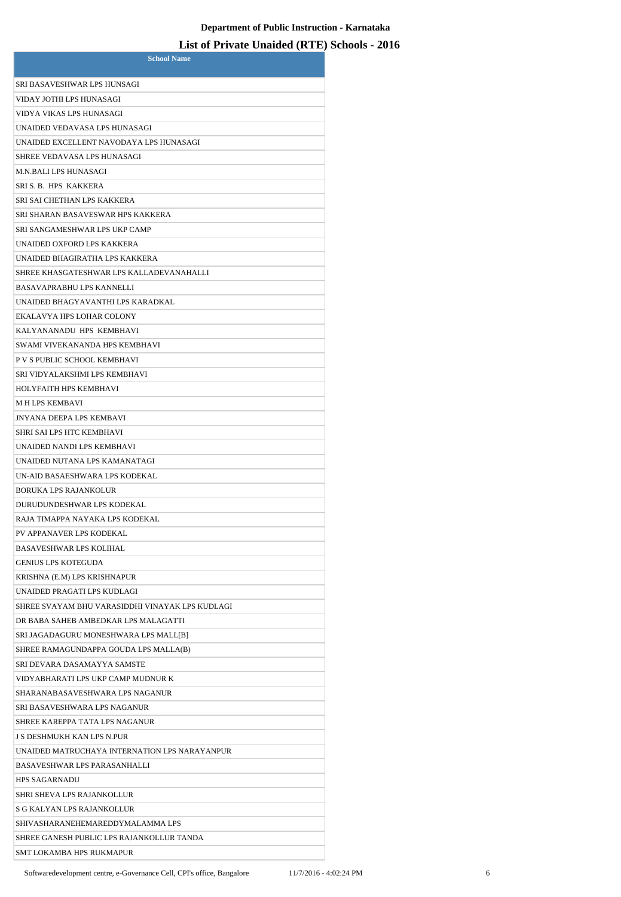Department of Public Instruction - Karnataka

## List of Private Unaided (RTE) Schools - 2016

| School Name |
|---|
| SRI BASAVESHWAR LPS HUNSAGI |
| VIDAY JOTHI LPS HUNASAGI |
| VIDYA VIKAS LPS HUNASAGI |
| UNAIDED VEDAVASA LPS HUNASAGI |
| UNAIDED EXCELLENT NAVODAYA LPS HUNASAGI |
| SHREE VEDAVASA LPS HUNASAGI |
| M.N.BALI LPS HUNASAGI |
| SRI S. B. HPS KAKKERA |
| SRI SAI CHETHAN LPS KAKKERA |
| SRI SHARAN BASAVESWAR HPS KAKKERA |
| SRI SANGAMESHWAR LPS UKP CAMP |
| UNAIDED OXFORD LPS KAKKERA |
| UNAIDED BHAGIRATHA LPS KAKKERA |
| SHREE KHASGATESHWAR LPS KALLADEVANAHALLI |
| BASAVAPRABHU LPS KANNELLI |
| UNAIDED BHAGYAVANTHI LPS KARADKAL |
| EKALAVYA HPS LOHAR COLONY |
| KALYANANADU HPS KEMBHAVI |
| SWAMI VIVEKANANDA HPS KEMBHAVI |
| P V S PUBLIC SCHOOL KEMBHAVI |
| SRI VIDYALAKSHMI LPS KEMBHAVI |
| HOLYFAITH HPS KEMBHAVI |
| M H LPS KEMBAVI |
| JNYANA DEEPA LPS KEMBAVI |
| SHRI SAI LPS HTC KEMBHAVI |
| UNAIDED NANDI LPS KEMBHAVI |
| UNAIDED NUTANA LPS KAMANATAGI |
| UN-AID BASAESHWARA LPS KODEKAL |
| BORUKA LPS RAJANKOLUR |
| DURUDUNDESHWAR LPS KODEKAL |
| RAJA TIMAPPA NAYAKA LPS KODEKAL |
| PV APPANAVER LPS KODEKAL |
| BASAVESHWAR LPS KOLIHAL |
| GENIUS LPS KOTEGUDA |
| KRISHNA (E.M) LPS KRISHNAPUR |
| UNAIDED PRAGATI LPS KUDLAGI |
| SHREE SVAYAM BHU VARASIDDHI VINAYAK LPS KUDLAGI |
| DR BABA SAHEB AMBEDKAR LPS MALAGATTI |
| SRI JAGADAGURU MONESHWARA LPS MALL[B] |
| SHREE RAMAGUNDAPPA GOUDA LPS MALLA(B) |
| SRI DEVARA DASAMAYYA SAMSTE |
| VIDYABHARATI LPS UKP CAMP MUDNUR K |
| SHARANABASAVESHWARA LPS NAGANUR |
| SRI BASAVESHWARA LPS NAGANUR |
| SHREE KAREPPA TATA LPS NAGANUR |
| J S DESHMUKH KAN LPS N.PUR |
| UNAIDED MATRUCHAYA INTERNATION LPS NARAYANPUR |
| BASAVESHWAR LPS PARASANHALLI |
| HPS SAGARNADU |
| SHRI SHEVA LPS RAJANKOLLUR |
| S G KALYAN LPS RAJANKOLLUR |
| SHIVASHARANEHEMAREDDYMALAMMA LPS |
| SHREE GANESH PUBLIC LPS RAJANKOLLUR TANDA |
| SMT LOKAMBA HPS RUKMAPUR |

Softwaredevelopment centre, e-Governance Cell, CPI's office, Bangalore 11/7/2016 - 4:02:24 PM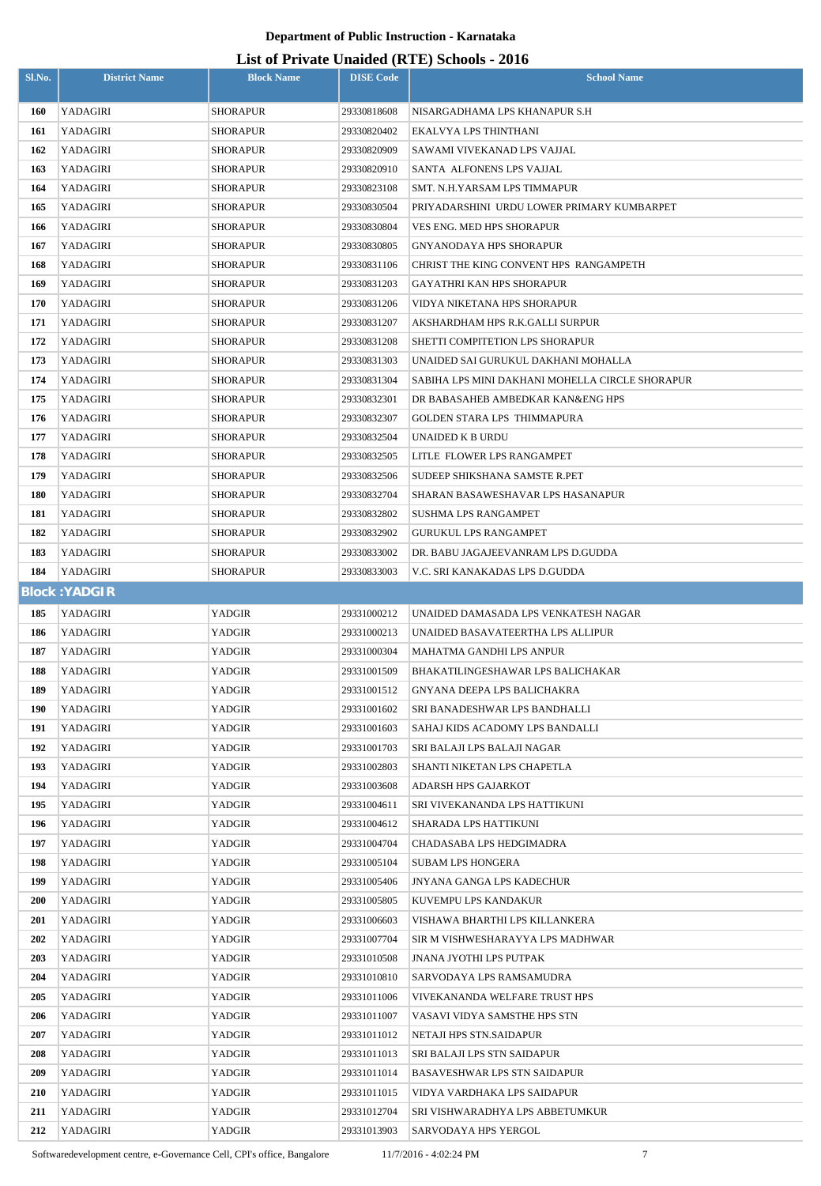# Department of Public Instruction - Karnataka

## List of Private Unaided (RTE) Schools - 2016

| Sl.No. | District Name | Block Name | DISE Code | School Name |
|---|---|---|---|---|
| 160 | YADAGIRI | SHORAPUR | 29330818608 | NISARGADHAMA LPS KHANAPUR S.H |
| 161 | YADAGIRI | SHORAPUR | 29330820402 | EKALVYA LPS THINTHANI |
| 162 | YADAGIRI | SHORAPUR | 29330820909 | SAWAMI VIVEKANAD LPS VAJJAL |
| 163 | YADAGIRI | SHORAPUR | 29330820910 | SANTA ALFONENS LPS VAJJAL |
| 164 | YADAGIRI | SHORAPUR | 29330823108 | SMT. N.H.YARSAM LPS TIMMAPUR |
| 165 | YADAGIRI | SHORAPUR | 29330830504 | PRIYADARSHINI URDU LOWER PRIMARY KUMBARPET |
| 166 | YADAGIRI | SHORAPUR | 29330830804 | VES ENG. MED HPS SHORAPUR |
| 167 | YADAGIRI | SHORAPUR | 29330830805 | GNYANODAYA HPS SHORAPUR |
| 168 | YADAGIRI | SHORAPUR | 29330831106 | CHRIST THE KING CONVENT HPS RANGAMPETH |
| 169 | YADAGIRI | SHORAPUR | 29330831203 | GAYATHRI KAN HPS SHORAPUR |
| 170 | YADAGIRI | SHORAPUR | 29330831206 | VIDYA NIKETANA HPS SHORAPUR |
| 171 | YADAGIRI | SHORAPUR | 29330831207 | AKSHARDHAM HPS R.K.GALLI SURPUR |
| 172 | YADAGIRI | SHORAPUR | 29330831208 | SHETTI COMPITETION LPS SHORAPUR |
| 173 | YADAGIRI | SHORAPUR | 29330831303 | UNAIDED SAI GURUKUL DAKHANI MOHALLA |
| 174 | YADAGIRI | SHORAPUR | 29330831304 | SABIHA LPS MINI DAKHANI MOHELLA CIRCLE SHORAPUR |
| 175 | YADAGIRI | SHORAPUR | 29330832301 | DR BABASAHEB AMBEDKAR KAN&ENG HPS |
| 176 | YADAGIRI | SHORAPUR | 29330832307 | GOLDEN STARA LPS THIMMAPURA |
| 177 | YADAGIRI | SHORAPUR | 29330832504 | UNAIDED K B URDU |
| 178 | YADAGIRI | SHORAPUR | 29330832505 | LITLE FLOWER LPS RANGAMPET |
| 179 | YADAGIRI | SHORAPUR | 29330832506 | SUDEEP SHIKSHANA SAMSTE R.PET |
| 180 | YADAGIRI | SHORAPUR | 29330832704 | SHARAN BASAWESHAVAR LPS HASANAPUR |
| 181 | YADAGIRI | SHORAPUR | 29330832802 | SUSHMA LPS RANGAMPET |
| 182 | YADAGIRI | SHORAPUR | 29330832902 | GURUKUL LPS RANGAMPET |
| 183 | YADAGIRI | SHORAPUR | 29330833002 | DR. BABU JAGAJEEVANRAM LPS D.GUDDA |
| 184 | YADAGIRI | SHORAPUR | 29330833003 | V.C. SRI KANAKADAS LPS D.GUDDA |
| **Block :YADGIR** | | | | |
| 185 | YADAGIRI | YADGIR | 29331000212 | UNAIDED DAMASADA LPS VENKATESH NAGAR |
| 186 | YADAGIRI | YADGIR | 29331000213 | UNAIDED BASAVATEERTHA LPS ALLIPUR |
| 187 | YADAGIRI | YADGIR | 29331000304 | MAHATMA GANDHI LPS ANPUR |
| 188 | YADAGIRI | YADGIR | 29331001509 | BHAKATILINGESHAWAR LPS BALICHAKAR |
| 189 | YADAGIRI | YADGIR | 29331001512 | GNYANA DEEPA LPS BALICHAKRA |
| 190 | YADAGIRI | YADGIR | 29331001602 | SRI BANADESHWAR LPS BANDHALLI |
| 191 | YADAGIRI | YADGIR | 29331001603 | SAHAJ KIDS ACADOMY LPS BANDALLI |
| 192 | YADAGIRI | YADGIR | 29331001703 | SRI BALAJI LPS BALAJI NAGAR |
| 193 | YADAGIRI | YADGIR | 29331002803 | SHANTI NIKETAN LPS CHAPETLA |
| 194 | YADAGIRI | YADGIR | 29331003608 | ADARSH HPS GAJARKOT |
| 195 | YADAGIRI | YADGIR | 29331004611 | SRI VIVEKANANDA LPS HATTIKUNI |
| 196 | YADAGIRI | YADGIR | 29331004612 | SHARADA LPS HATTIKUNI |
| 197 | YADAGIRI | YADGIR | 29331004704 | CHADASABA LPS HEDGIMADRA |
| 198 | YADAGIRI | YADGIR | 29331005104 | SUBAM LPS HONGERA |
| 199 | YADAGIRI | YADGIR | 29331005406 | JNYANA GANGA LPS KADECHUR |
| 200 | YADAGIRI | YADGIR | 29331005805 | KUVEMPU LPS KANDAKUR |
| 201 | YADAGIRI | YADGIR | 29331006603 | VISHAWA BHARTHI LPS KILLANKERA |
| 202 | YADAGIRI | YADGIR | 29331007704 | SIR M VISHWESHARAYYA LPS MADHWAR |
| 203 | YADAGIRI | YADGIR | 29331010508 | JNANA JYOTHI LPS PUTPAK |
| 204 | YADAGIRI | YADGIR | 29331010810 | SARVODAYA LPS RAMSAMUDRA |
| 205 | YADAGIRI | YADGIR | 29331011006 | VIVEKANANDA WELFARE TRUST HPS |
| 206 | YADAGIRI | YADGIR | 29331011007 | VASAVI VIDYA SAMSTHE HPS STN |
| 207 | YADAGIRI | YADGIR | 29331011012 | NETAJI HPS STN.SAIDAPUR |
| 208 | YADAGIRI | YADGIR | 29331011013 | SRI BALAJI LPS STN SAIDAPUR |
| 209 | YADAGIRI | YADGIR | 29331011014 | BASAVESHWAR LPS STN SAIDAPUR |
| 210 | YADAGIRI | YADGIR | 29331011015 | VIDYA VARDHAKA LPS SAIDAPUR |
| 211 | YADAGIRI | YADGIR | 29331012704 | SRI VISHWARADHYA LPS ABBETUMKUR |
| 212 | YADAGIRI | YADGIR | 29331013903 | SARVODAYA HPS YERGOL |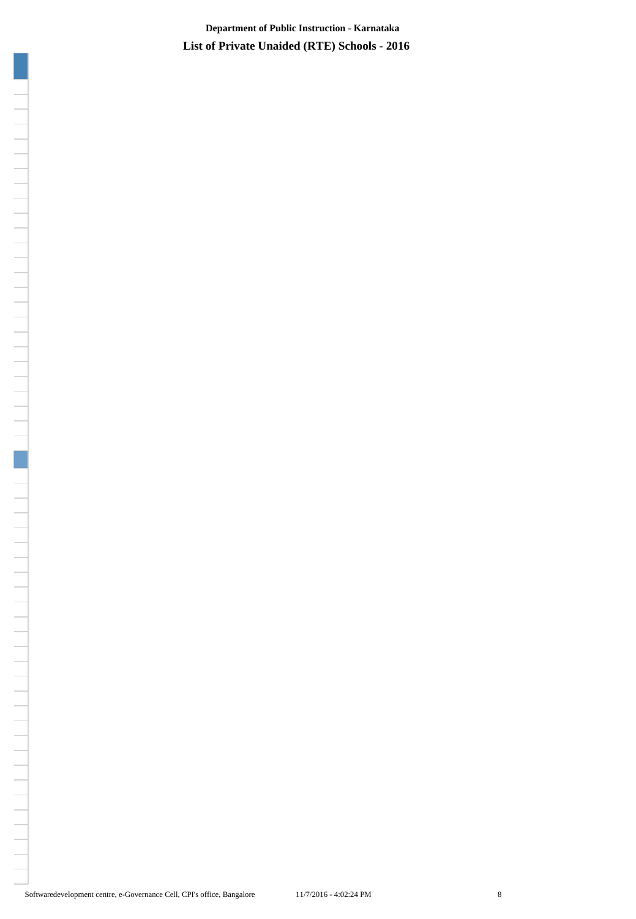**Department of Public Instruction - Karnataka**

**List of Private Unaided (RTE) Schools - 2016**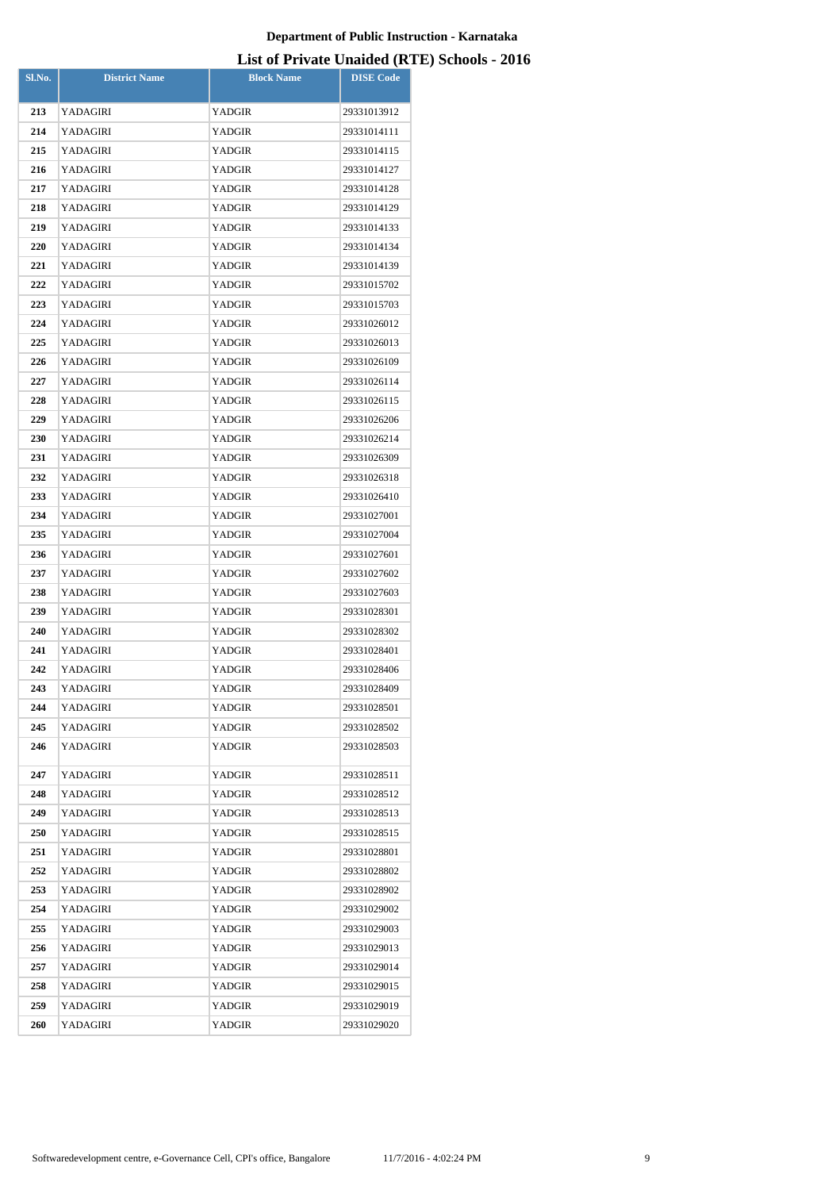Department of Public Instruction - Karnataka

# List of Private Unaided (RTE) Schools - 2016

| Sl.No. | District Name | Block Name | DISE Code |
|---|---|---|---|
| 213 | YADAGIRI | YADGIR | 29331013912 |
| 214 | YADAGIRI | YADGIR | 29331014111 |
| 215 | YADAGIRI | YADGIR | 29331014115 |
| 216 | YADAGIRI | YADGIR | 29331014127 |
| 217 | YADAGIRI | YADGIR | 29331014128 |
| 218 | YADAGIRI | YADGIR | 29331014129 |
| 219 | YADAGIRI | YADGIR | 29331014133 |
| 220 | YADAGIRI | YADGIR | 29331014134 |
| 221 | YADAGIRI | YADGIR | 29331014139 |
| 222 | YADAGIRI | YADGIR | 29331015702 |
| 223 | YADAGIRI | YADGIR | 29331015703 |
| 224 | YADAGIRI | YADGIR | 29331026012 |
| 225 | YADAGIRI | YADGIR | 29331026013 |
| 226 | YADAGIRI | YADGIR | 29331026109 |
| 227 | YADAGIRI | YADGIR | 29331026114 |
| 228 | YADAGIRI | YADGIR | 29331026115 |
| 229 | YADAGIRI | YADGIR | 29331026206 |
| 230 | YADAGIRI | YADGIR | 29331026214 |
| 231 | YADAGIRI | YADGIR | 29331026309 |
| 232 | YADAGIRI | YADGIR | 29331026318 |
| 233 | YADAGIRI | YADGIR | 29331026410 |
| 234 | YADAGIRI | YADGIR | 29331027001 |
| 235 | YADAGIRI | YADGIR | 29331027004 |
| 236 | YADAGIRI | YADGIR | 29331027601 |
| 237 | YADAGIRI | YADGIR | 29331027602 |
| 238 | YADAGIRI | YADGIR | 29331027603 |
| 239 | YADAGIRI | YADGIR | 29331028301 |
| 240 | YADAGIRI | YADGIR | 29331028302 |
| 241 | YADAGIRI | YADGIR | 29331028401 |
| 242 | YADAGIRI | YADGIR | 29331028406 |
| 243 | YADAGIRI | YADGIR | 29331028409 |
| 244 | YADAGIRI | YADGIR | 29331028501 |
| 245 | YADAGIRI | YADGIR | 29331028502 |
| 246 | YADAGIRI | YADGIR | 29331028503 |
| 247 | YADAGIRI | YADGIR | 29331028511 |
| 248 | YADAGIRI | YADGIR | 29331028512 |
| 249 | YADAGIRI | YADGIR | 29331028513 |
| 250 | YADAGIRI | YADGIR | 29331028515 |
| 251 | YADAGIRI | YADGIR | 29331028801 |
| 252 | YADAGIRI | YADGIR | 29331028802 |
| 253 | YADAGIRI | YADGIR | 29331028902 |
| 254 | YADAGIRI | YADGIR | 29331029002 |
| 255 | YADAGIRI | YADGIR | 29331029003 |
| 256 | YADAGIRI | YADGIR | 29331029013 |
| 257 | YADAGIRI | YADGIR | 29331029014 |
| 258 | YADAGIRI | YADGIR | 29331029015 |
| 259 | YADAGIRI | YADGIR | 29331029019 |
| 260 | YADAGIRI | YADGIR | 29331029020 |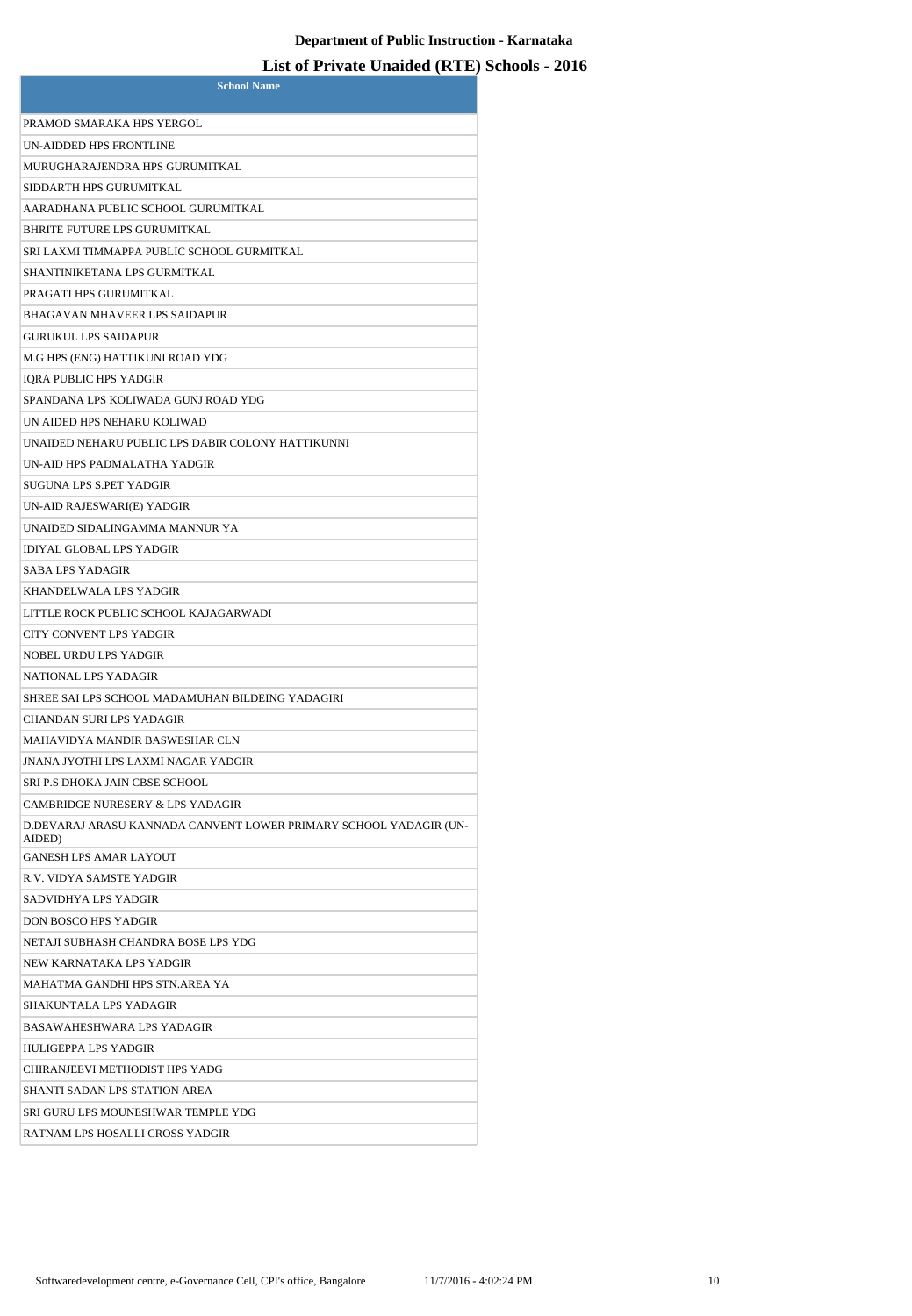# Department of Public Instruction - Karnataka

## List of Private Unaided (RTE) Schools - 2016

| School Name |
| --- |
| PRAMOD SMARAKA HPS YERGOL |
| UN-AIDDED HPS FRONTLINE |
| MURUGHARAJENDRA HPS GURUMITKAL |
| SIDDARTH HPS GURUMITKAL |
| AARADHANA PUBLIC SCHOOL GURUMITKAL |
| BHRITE FUTURE LPS GURUMITKAL |
| SRI LAXMI TIMMAPPA PUBLIC SCHOOL GURMITKAL |
| SHANTINIKETANA LPS GURMITKAL |
| PRAGATI HPS GURUMITKAL |
| BHAGAVAN MHAVEER LPS SAIDAPUR |
| GURUKUL LPS SAIDAPUR |
| M.G HPS (ENG) HATTIKUNI ROAD YDG |
| IQRA PUBLIC HPS YADGIR |
| SPANDANA LPS KOLIWADA GUNJ ROAD YDG |
| UN AIDED HPS NEHARU KOLIWAD |
| UNAIDED NEHARU PUBLIC LPS DABIR COLONY HATTIKUNNI |
| UN-AID HPS PADMALATHA YADGIR |
| SUGUNA LPS S.PET YADGIR |
| UN-AID RAJESWARI(E) YADGIR |
| UNAIDED SIDALINGAMMA MANNUR YA |
| IDIYAL GLOBAL LPS YADGIR |
| SABA LPS YADAGIR |
| KHANDELWALA LPS YADGIR |
| LITTLE ROCK PUBLIC SCHOOL KAJAGARWADI |
| CITY CONVENT LPS YADGIR |
| NOBEL URDU LPS YADGIR |
| NATIONAL LPS YADAGIR |
| SHREE SAI LPS SCHOOL MADAMUHAN BILDEING YADAGIRI |
| CHANDAN SURI LPS YADAGIR |
| MAHAVIDYA MANDIR BASWESHAR CLN |
| JNANA JYOTHI LPS LAXMI NAGAR YADGIR |
| SRI P.S DHOKA JAIN CBSE SCHOOL |
| CAMBRIDGE NURESERY & LPS YADAGIR |
| D.DEVARAJ ARASU KANNADA CANVENT LOWER PRIMARY SCHOOL YADAGIR (UN-AIDED) |
| GANESH LPS AMAR LAYOUT |
| R.V. VIDYA SAMSTE YADGIR |
| SADVIDHYA LPS YADGIR |
| DON BOSCO HPS YADGIR |
| NETAJI SUBHASH CHANDRA BOSE LPS YDG |
| NEW KARNATAKA LPS YADGIR |
| MAHATMA GANDHI HPS STN.AREA YA |
| SHAKUNTALA LPS YADAGIR |
| BASAWAHESHWARA LPS YADAGIR |
| HULIGEPPA LPS YADGIR |
| CHIRANJEEVI METHODIST HPS YADG |
| SHANTI SADAN LPS STATION AREA |
| SRI GURU LPS MOUNESHWAR TEMPLE YDG |
| RATNAM LPS HOSALLI CROSS YADGIR |